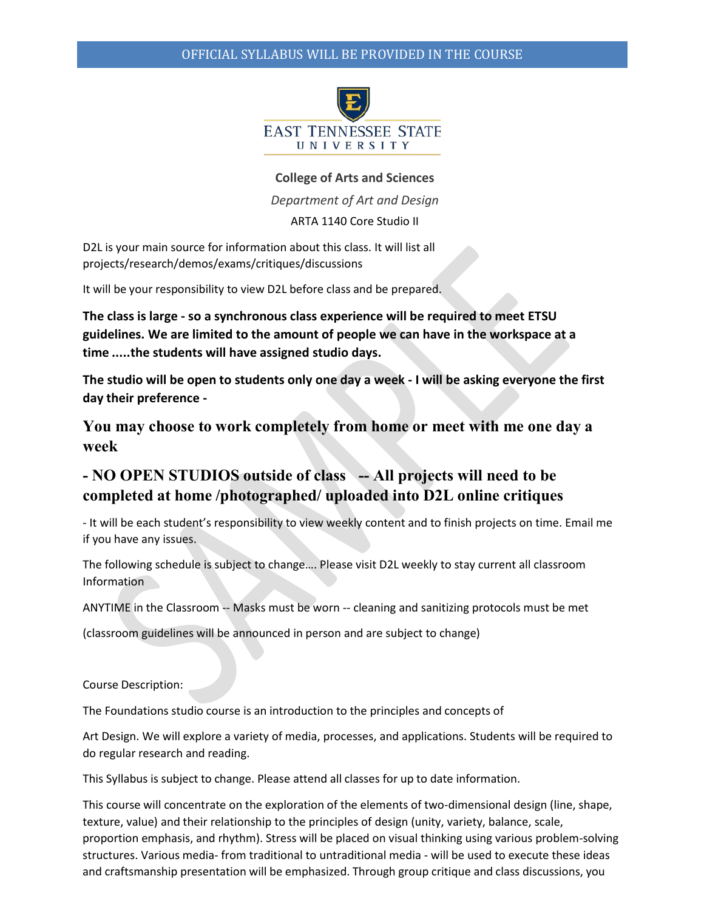OFFICIAL SYLLABUS WILL BE PROVIDED IN THE COURSE

EAST TENNESSEE STATE UNIVERSITY

**College of Arts and Sciences**

*Department of Art and Design*

ARTA 1140 Core Studio II

D2L is your main source for information about this class. It will list all projects/research/demos/exams/critiques/discussions

It will be your responsibility to view D2L before class and be prepared.

**The class is large - so a synchronous class experience will be required to meet ETSU guidelines. We are limited to the amount of people we can have in the workspace at a time .....the students will have assigned studio days.**

**The studio will be open to students only one day a week - I will be asking everyone the first day their preference -**

**You may choose to work completely from home or meet with me one day a week**

**- NO OPEN STUDIOS outside of class -- All projects will need to be completed at home /photographed/ uploaded into D2L online critiques**

- It will be each student's responsibility to view weekly content and to finish projects on time. Email me if you have any issues.

The following schedule is subject to change.... Please visit D2L weekly to stay current all classroom Information

ANYTIME in the Classroom -- Masks must be worn -- cleaning and sanitizing protocols must be met

(classroom guidelines will be announced in person and are subject to change)

Course Description:

The Foundations studio course is an introduction to the principles and concepts of

Art Design. We will explore a variety of media, processes, and applications. Students will be required to do regular research and reading.

This Syllabus is subject to change. Please attend all classes for up to date information.

This course will concentrate on the exploration of the elements of two-dimensional design (line, shape, texture, value) and their relationship to the principles of design (unity, variety, balance, scale, proportion emphasis, and rhythm). Stress will be placed on visual thinking using various problem-solving structures. Various media- from traditional to untraditional media - will be used to execute these ideas and craftsmanship presentation will be emphasized. Through group critique and class discussions, you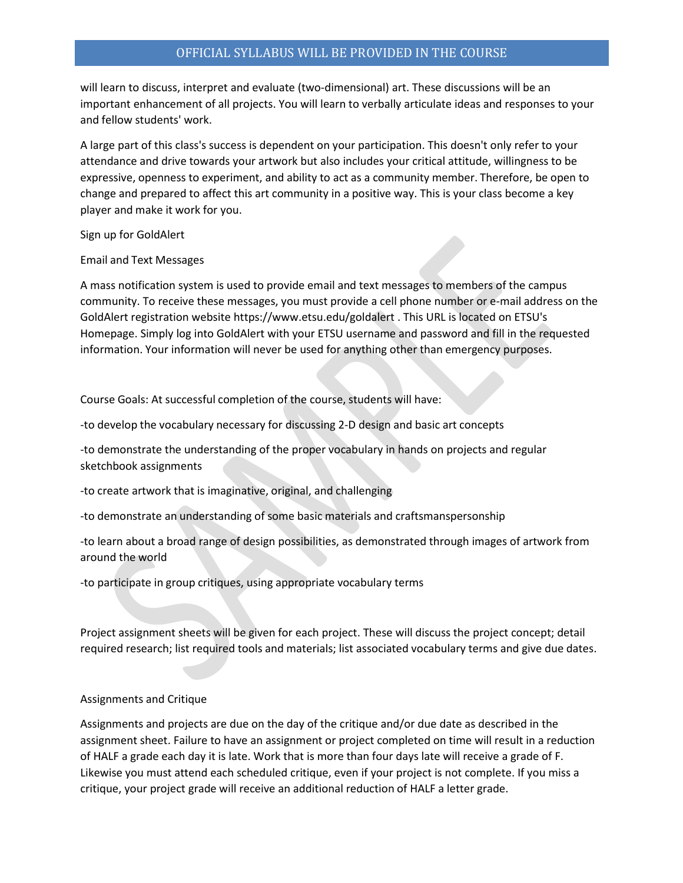will learn to discuss, interpret and evaluate (two-dimensional) art. These discussions will be an important enhancement of all projects. You will learn to verbally articulate ideas and responses to your and fellow students' work.

A large part of this class's success is dependent on your participation. This doesn't only refer to your attendance and drive towards your artwork but also includes your critical attitude, willingness to be expressive, openness to experiment, and ability to act as a community member. Therefore, be open to change and prepared to affect this art community in a positive way. This is your class become a key player and make it work for you.

Sign up for GoldAlert

Email and Text Messages

A mass notification system is used to provide email and text messages to members of the campus community. To receive these messages, you must provide a cell phone number or e-mail address on the GoldAlert registration website https://www.etsu.edu/goldalert . This URL is located on ETSU's Homepage. Simply log into GoldAlert with your ETSU username and password and fill in the requested information. Your information will never be used for anything other than emergency purposes.

Course Goals: At successful completion of the course, students will have:

-to develop the vocabulary necessary for discussing 2-D design and basic art concepts

-to demonstrate the understanding of the proper vocabulary in hands on projects and regular sketchbook assignments

-to create artwork that is imaginative, original, and challenging

-to demonstrate an understanding of some basic materials and craftsmanspersonship

-to learn about a broad range of design possibilities, as demonstrated through images of artwork from around the world

-to participate in group critiques, using appropriate vocabulary terms

Project assignment sheets will be given for each project. These will discuss the project concept; detail required research; list required tools and materials; list associated vocabulary terms and give due dates.

Assignments and Critique

Assignments and projects are due on the day of the critique and/or due date as described in the assignment sheet. Failure to have an assignment or project completed on time will result in a reduction of HALF a grade each day it is late. Work that is more than four days late will receive a grade of F. Likewise you must attend each scheduled critique, even if your project is not complete. If you miss a critique, your project grade will receive an additional reduction of HALF a letter grade.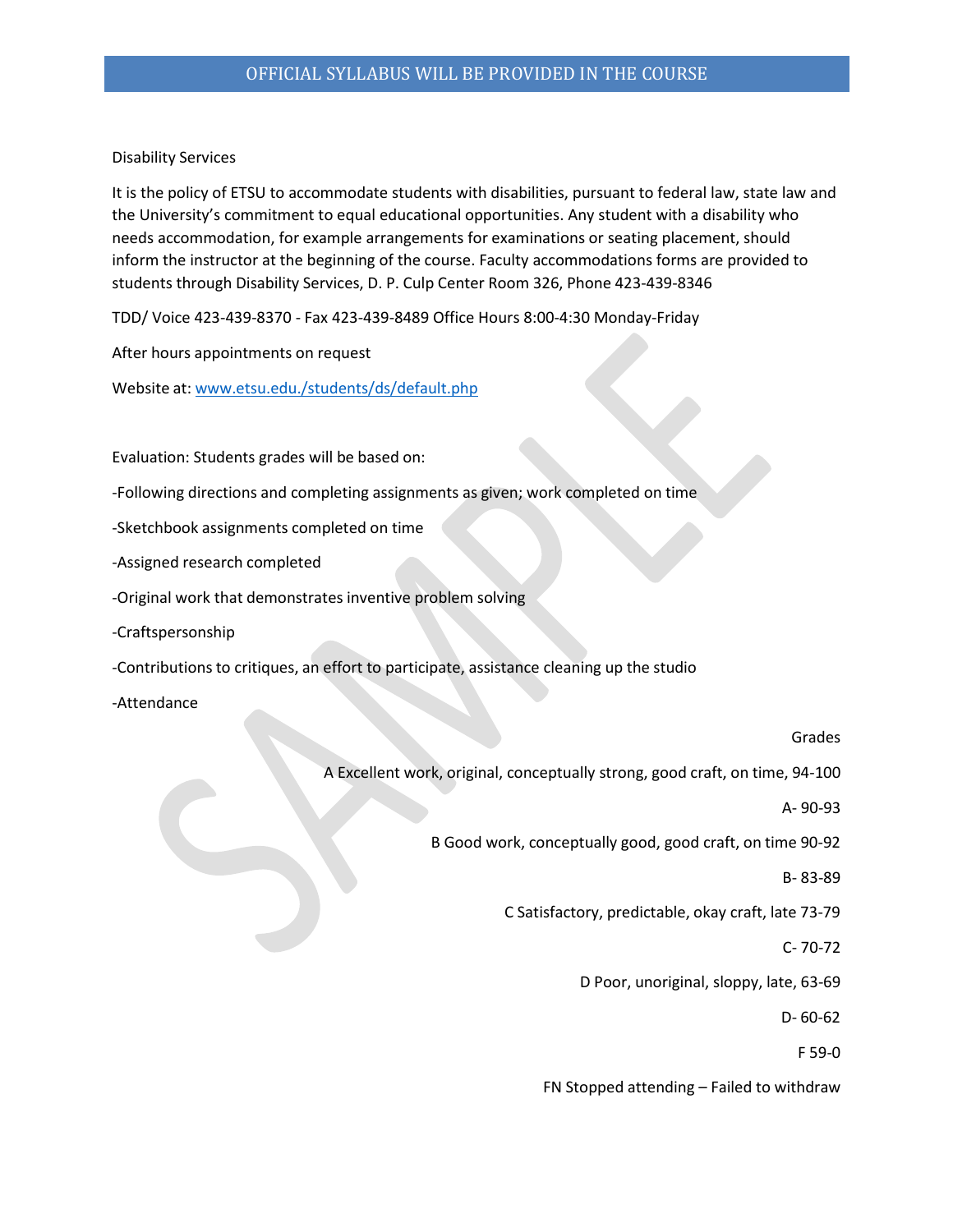Disability Services

It is the policy of ETSU to accommodate students with disabilities, pursuant to federal law, state law and the University's commitment to equal educational opportunities. Any student with a disability who needs accommodation, for example arrangements for examinations or seating placement, should inform the instructor at the beginning of the course. Faculty accommodations forms are provided to students through Disability Services, D. P. Culp Center Room 326, Phone 423-439-8346

TDD/ Voice 423-439-8370 - Fax 423-439-8489 Office Hours 8:00-4:30 Monday-Friday

After hours appointments on request

Website at: [www.etsu.edu./students/ds/default.php](www.etsu.edu./students/ds/default.php)

Evaluation: Students grades will be based on:

-Following directions and completing assignments as given; work completed on time

-Sketchbook assignments completed on time

-Assigned research completed

-Original work that demonstrates inventive problem solving

-Craftspersonship

-Contributions to critiques, an effort to participate, assistance cleaning up the studio

-Attendance

Grades

A Excellent work, original, conceptually strong, good craft, on time, 94-100

A- 90-93

B Good work, conceptually good, good craft, on time 90-92

B- 83-89

C Satisfactory, predictable, okay craft, late 73-79

C- 70-72

D Poor, unoriginal, sloppy, late, 63-69

D- 60-62

F 59-0

FN Stopped attending – Failed to withdraw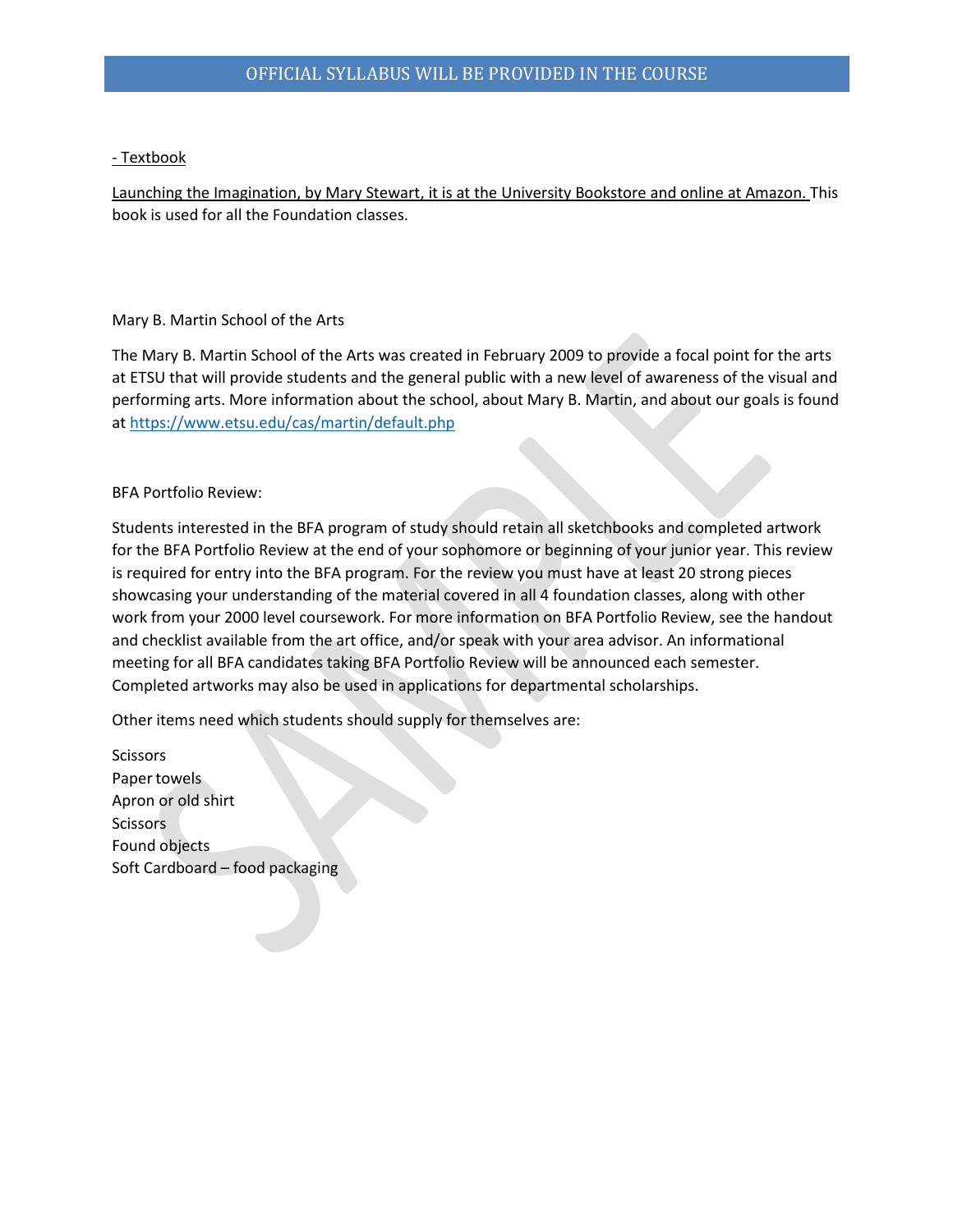OFFICIAL SYLLABUS WILL BE PROVIDED IN THE COURSE

- Textbook

Launching the Imagination, by Mary Stewart, it is at the University Bookstore and online at Amazon. This book is used for all the Foundation classes.

Mary B. Martin School of the Arts

The Mary B. Martin School of the Arts was created in February 2009 to provide a focal point for the arts at ETSU that will provide students and the general public with a new level of awareness of the visual and performing arts. More information about the school, about Mary B. Martin, and about our goals is found at https://www.etsu.edu/cas/martin/default.php

BFA Portfolio Review:

Students interested in the BFA program of study should retain all sketchbooks and completed artwork for the BFA Portfolio Review at the end of your sophomore or beginning of your junior year. This review is required for entry into the BFA program. For the review you must have at least 20 strong pieces showcasing your understanding of the material covered in all 4 foundation classes, along with other work from your 2000 level coursework. For more information on BFA Portfolio Review, see the handout and checklist available from the art office, and/or speak with your area advisor. An informational meeting for all BFA candidates taking BFA Portfolio Review will be announced each semester. Completed artworks may also be used in applications for departmental scholarships.

Other items need which students should supply for themselves are:

Scissors
Paper towels
Apron or old shirt
Scissors
Found objects
Soft Cardboard – food packaging